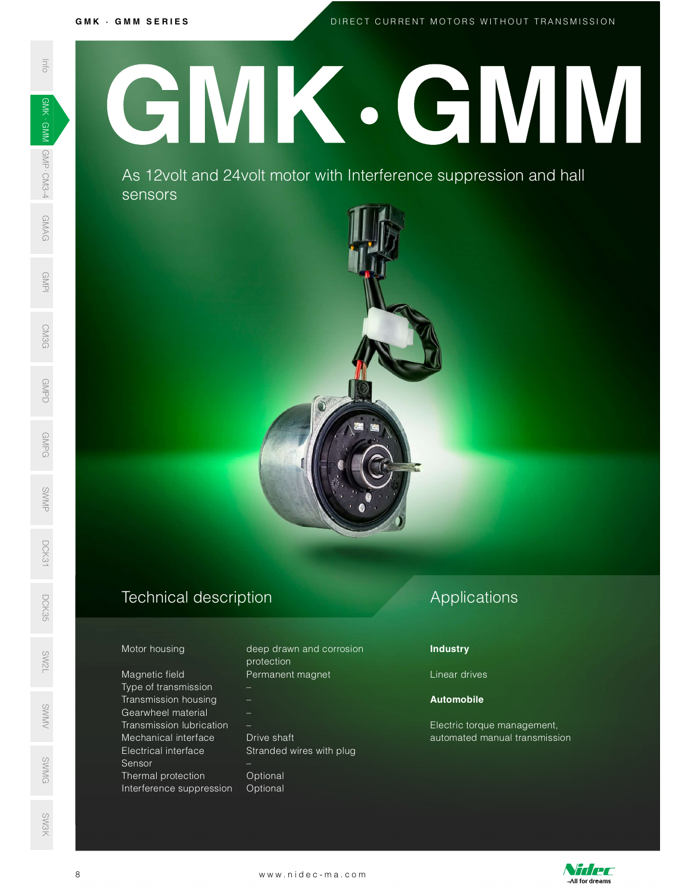# GMK · GMM

As 12volt and 24volt motor with Interference suppression and hall sensors

## Technical description

| | |
|---|---|
| Motor housing | deep drawn and corrosion protection |
| Magnetic field | Permanent magnet |
| Type of transmission | – |
| Transmission housing | – |
| Gearwheel material | – |
| Transmission lubrication | – |
| Mechanical interface | Drive shaft |
| Electrical interface | Stranded wires with plug |
| Sensor | – |
| Thermal protection | Optional |
| Interference suppression | Optional |

## Applications

**Industry**

Linear drives

**Automobile**

Electric torque management, automated manual transmission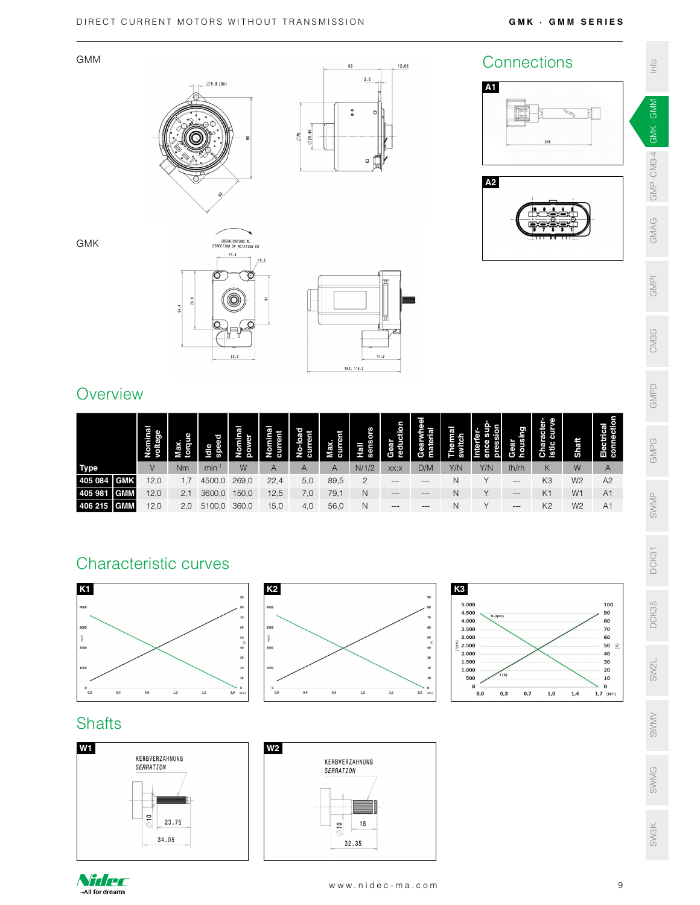GMM

GMK

## Connections

A1

A2

## Overview

| Type | | Nominal voltage | Max. torque | Idle speed | Nominal power | Nominal current | No-load current | Max. current | Hall sensors | Gear reduction | Gearwheel material | Thermal switch | Interference suppression | Gear housing | Characteristic curve | Shaft | Electrical connection |
|---|---|---|---|---|---|---|---|---|---|---|---|---|---|---|---|---|---|
| | | V | Nm | min⁻¹ | W | A | A | A | N/1/2 | xx:x | D/M | Y/N | Y/N | Ih/rh | K | W | A |
| 405 084 | GMK | 12,0 | 1,7 | 4500,0 | 269,0 | 22,4 | 5,0 | 89,5 | 2 | --- | --- | N | Y | --- | K3 | W2 | A2 |
| 405 981 | GMM | 12,0 | 2,1 | 3600,0 | 150,0 | 12,5 | 7,0 | 79,1 | N | --- | --- | N | Y | --- | K1 | W1 | A1 |
| 406 215 | GMM | 12,0 | 2,0 | 5100,0 | 360,0 | 15,0 | 4,0 | 56,0 | N | --- | --- | N | Y | --- | K2 | W2 | A1 |

## Characteristic curves

K1

K2

K3

## Shafts

W1

KERBVERZAHNUNG
SERRATION

W2

KERBVERZAHNUNG
SERRATION

Nidec
All for dreams

www.nidec-ma.com